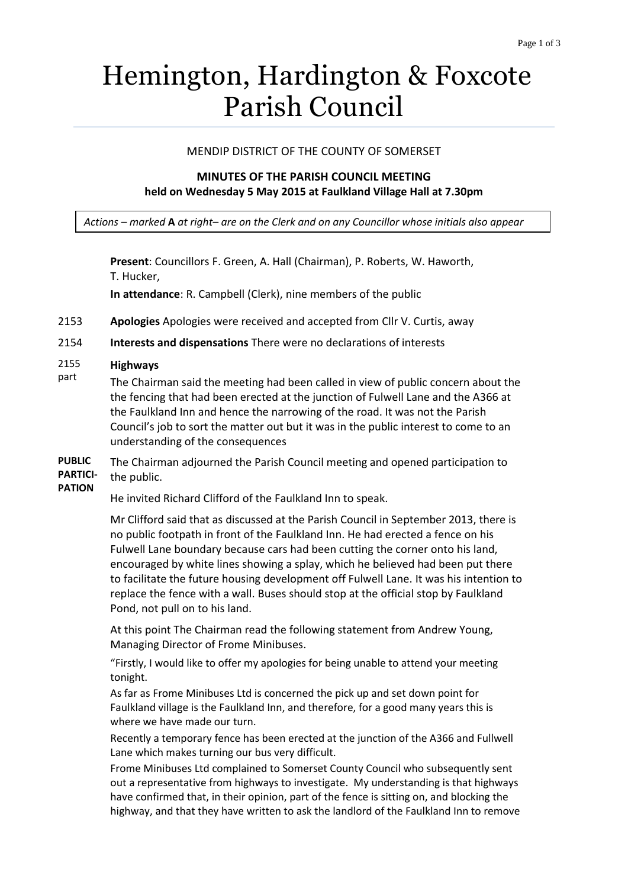// Hemington, Hardington & Foxcote Parish Council

MENDIP DISTRICT OF THE COUNTY OF SOMERSET

**MINUTES OF THE PARISH COUNCIL MEETING**
**held on Wednesday 5 May 2015 at Faulkland Village Hall at 7.30pm**

*Actions – marked* **A** *at right– are on the Clerk and on any Councillor whose initials also appear*

**Present**: Councillors F. Green, A. Hall (Chairman), P. Roberts, W. Haworth, T. Hucker,

**In attendance**: R. Campbell (Clerk), nine members of the public

2153 **Apologies** Apologies were received and accepted from Cllr V. Curtis, away

2154 **Interests and dispensations** There were no declarations of interests

2155 part **Highways**

The Chairman said the meeting had been called in view of public concern about the the fencing that had been erected at the junction of Fulwell Lane and the A366 at the Faulkland Inn and hence the narrowing of the road. It was not the Parish Council's job to sort the matter out but it was in the public interest to come to an understanding of the consequences

**PUBLIC PARTICIPATION** The Chairman adjourned the Parish Council meeting and opened participation to the public.

He invited Richard Clifford of the Faulkland Inn to speak.

Mr Clifford said that as discussed at the Parish Council in September 2013, there is no public footpath in front of the Faulkland Inn. He had erected a fence on his Fulwell Lane boundary because cars had been cutting the corner onto his land, encouraged by white lines showing a splay, which he believed had been put there to facilitate the future housing development off Fulwell Lane. It was his intention to replace the fence with a wall. Buses should stop at the official stop by Faulkland Pond, not pull on to his land.

At this point The Chairman read the following statement from Andrew Young, Managing Director of Frome Minibuses.

"Firstly, I would like to offer my apologies for being unable to attend your meeting tonight.

As far as Frome Minibuses Ltd is concerned the pick up and set down point for Faulkland village is the Faulkland Inn, and therefore, for a good many years this is where we have made our turn.

Recently a temporary fence has been erected at the junction of the A366 and Fullwell Lane which makes turning our bus very difficult.

Frome Minibuses Ltd complained to Somerset County Council who subsequently sent out a representative from highways to investigate. My understanding is that highways have confirmed that, in their opinion, part of the fence is sitting on, and blocking the highway, and that they have written to ask the landlord of the Faulkland Inn to remove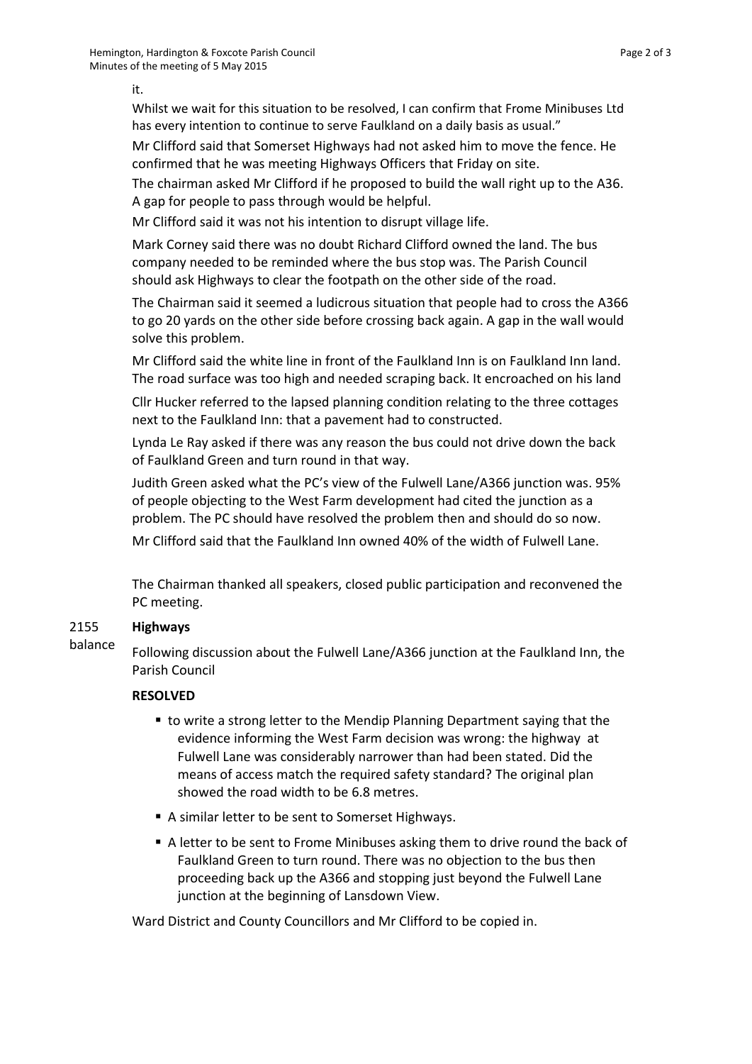it.

Whilst we wait for this situation to be resolved, I can confirm that Frome Minibuses Ltd has every intention to continue to serve Faulkland on a daily basis as usual."

Mr Clifford said that Somerset Highways had not asked him to move the fence. He confirmed that he was meeting Highways Officers that Friday on site.

The chairman asked Mr Clifford if he proposed to build the wall right up to the A36. A gap for people to pass through would be helpful.

Mr Clifford said it was not his intention to disrupt village life.

Mark Corney said there was no doubt Richard Clifford owned the land. The bus company needed to be reminded where the bus stop was. The Parish Council should ask Highways to clear the footpath on the other side of the road.

The Chairman said it seemed a ludicrous situation that people had to cross the A366 to go 20 yards on the other side before crossing back again. A gap in the wall would solve this problem.

Mr Clifford said the white line in front of the Faulkland Inn is on Faulkland Inn land. The road surface was too high and needed scraping back. It encroached on his land

Cllr Hucker referred to the lapsed planning condition relating to the three cottages next to the Faulkland Inn: that a pavement had to constructed.

Lynda Le Ray asked if there was any reason the bus could not drive down the back of Faulkland Green and turn round in that way.

Judith Green asked what the PC's view of the Fulwell Lane/A366 junction was. 95% of people objecting to the West Farm development had cited the junction as a problem. The PC should have resolved the problem then and should do so now.

Mr Clifford said that the Faulkland Inn owned 40% of the width of Fulwell Lane.

The Chairman thanked all speakers, closed public participation and reconvened the PC meeting.

2155 balance **Highways**

Following discussion about the Fulwell Lane/A366 junction at the Faulkland Inn, the Parish Council

**RESOLVED**

- to write a strong letter to the Mendip Planning Department saying that the evidence informing the West Farm decision was wrong: the highway at Fulwell Lane was considerably narrower than had been stated. Did the means of access match the required safety standard? The original plan showed the road width to be 6.8 metres.
- A similar letter to be sent to Somerset Highways.
- A letter to be sent to Frome Minibuses asking them to drive round the back of Faulkland Green to turn round. There was no objection to the bus then proceeding back up the A366 and stopping just beyond the Fulwell Lane junction at the beginning of Lansdown View.

Ward District and County Councillors and Mr Clifford to be copied in.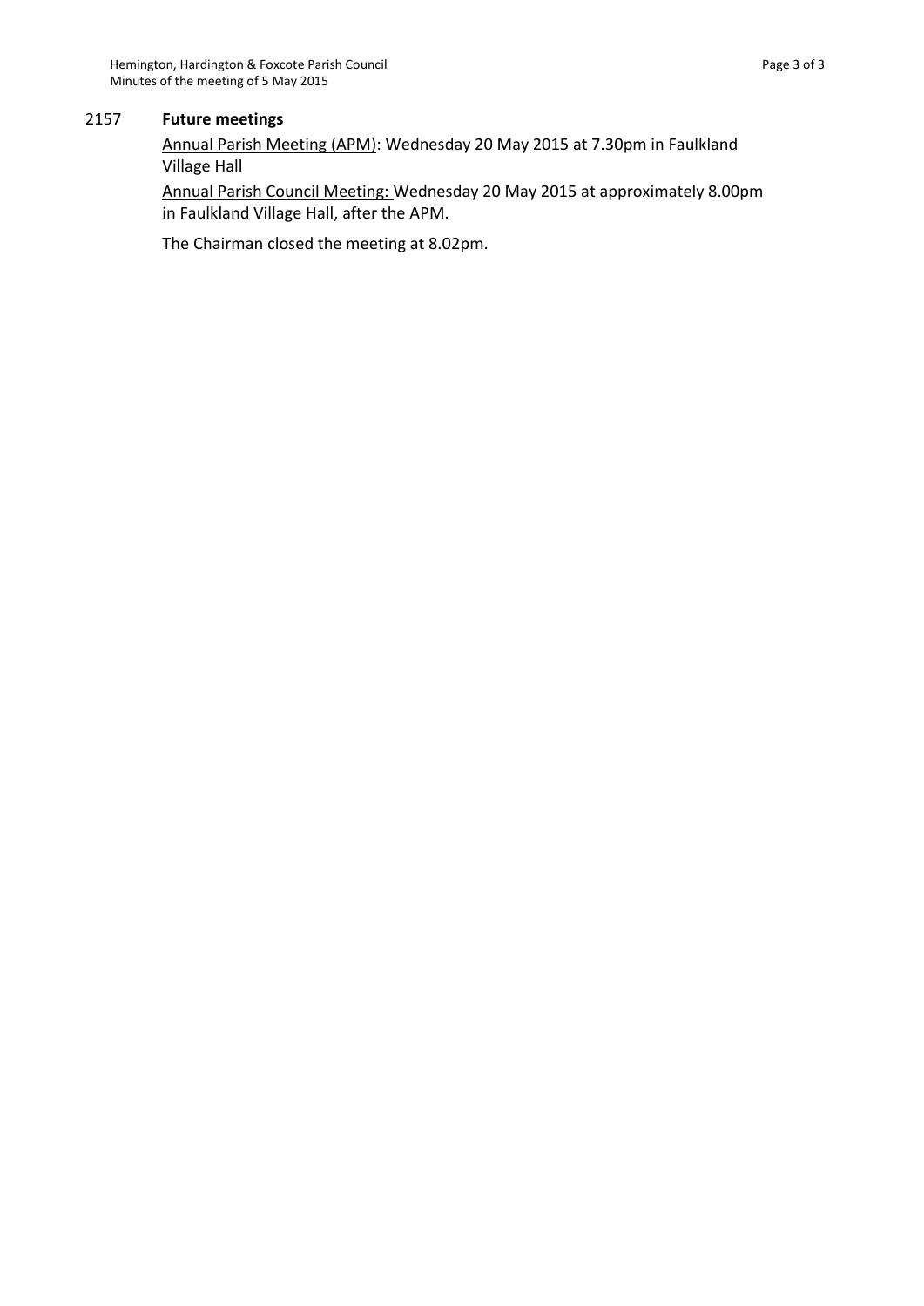## 2157 **Future meetings**

Annual Parish Meeting (APM): Wednesday 20 May 2015 at 7.30pm in Faulkland Village Hall

Annual Parish Council Meeting: Wednesday 20 May 2015 at approximately 8.00pm in Faulkland Village Hall, after the APM.

The Chairman closed the meeting at 8.02pm.